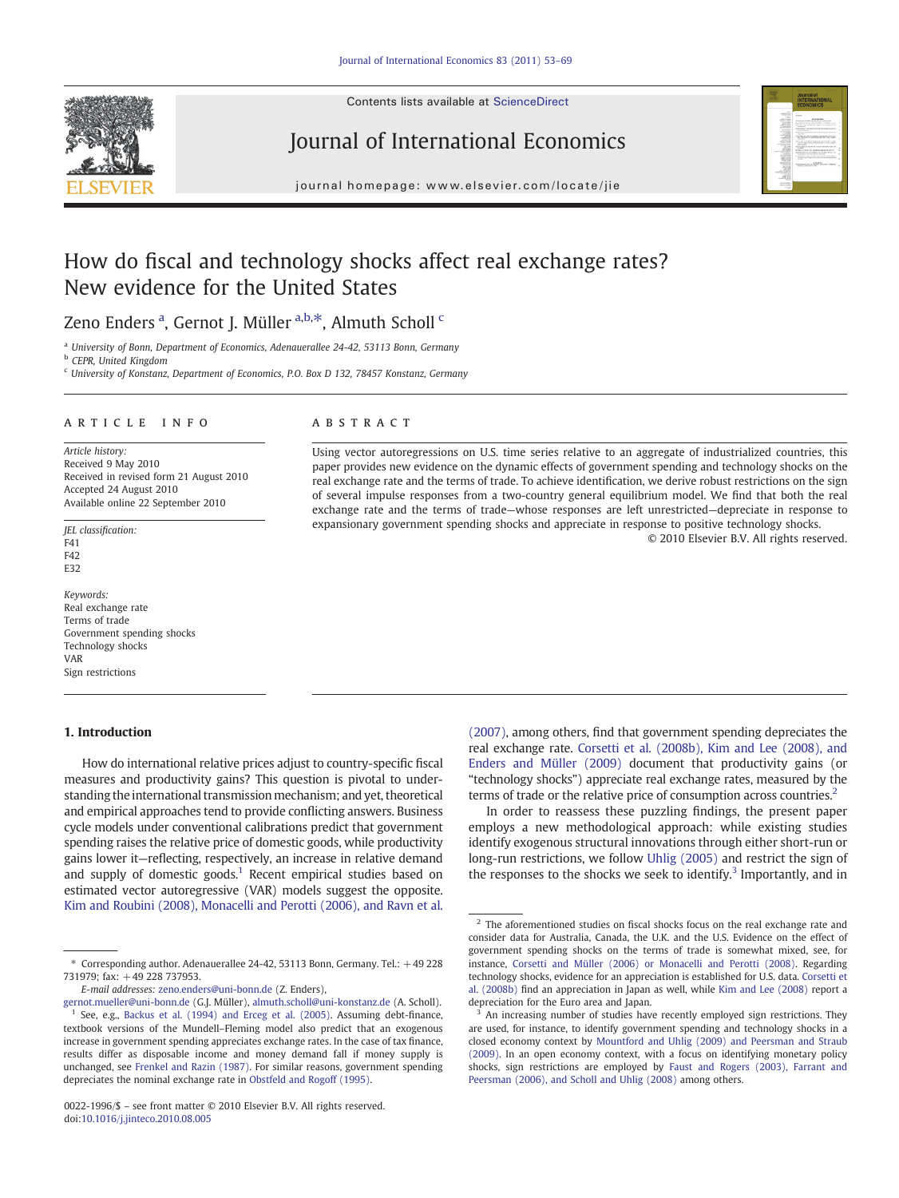# How do fiscal and technology shocks affect real exchange rates? New evidence for the United States

Zeno Enders [a], Gernot J. Müller [a,b,*], Almuth Scholl [c]

[a] University of Bonn, Department of Economics, Adenauerallee 24-42, 53113 Bonn, Germany
[b] CEPR, United Kingdom
[c] University of Konstanz, Department of Economics, P.O. Box D 132, 78457 Konstanz, Germany

## ARTICLE INFO

*Article history:*
Received 9 May 2010
Received in revised form 21 August 2010
Accepted 24 August 2010
Available online 22 September 2010

*JEL classification:*
F41
F42
E32

*Keywords:*
Real exchange rate
Terms of trade
Government spending shocks
Technology shocks
VAR
Sign restrictions

## ABSTRACT

Using vector autoregressions on U.S. time series relative to an aggregate of industrialized countries, this paper provides new evidence on the dynamic effects of government spending and technology shocks on the real exchange rate and the terms of trade. To achieve identification, we derive robust restrictions on the sign of several impulse responses from a two-country general equilibrium model. We find that both the real exchange rate and the terms of trade—whose responses are left unrestricted—depreciate in response to expansionary government spending shocks and appreciate in response to positive technology shocks.

© 2010 Elsevier B.V. All rights reserved.

## 1. Introduction

How do international relative prices adjust to country-specific fiscal measures and productivity gains? This question is pivotal to understanding the international transmission mechanism; and yet, theoretical and empirical approaches tend to provide conflicting answers. Business cycle models under conventional calibrations predict that government spending raises the relative price of domestic goods, while productivity gains lower it—reflecting, respectively, an increase in relative demand and supply of domestic goods.[1] Recent empirical studies based on estimated vector autoregressive (VAR) models suggest the opposite. Kim and Roubini (2008), Monacelli and Perotti (2006), and Ravn et al. (2007), among others, find that government spending depreciates the real exchange rate. Corsetti et al. (2008b), Kim and Lee (2008), and Enders and Müller (2009) document that productivity gains (or "technology shocks") appreciate real exchange rates, measured by the terms of trade or the relative price of consumption across countries.[2]

In order to reassess these puzzling findings, the present paper employs a new methodological approach: while existing studies identify exogenous structural innovations through either short-run or long-run restrictions, we follow Uhlig (2005) and restrict the sign of the responses to the shocks we seek to identify.[3] Importantly, and in

\* Corresponding author. Adenauerallee 24-42, 53113 Bonn, Germany. Tel.: +49 228 731979; fax: +49 228 737953.

*E-mail addresses:* zeno.enders@uni-bonn.de (Z. Enders), gernot.mueller@uni-bonn.de (G.J. Müller), almuth.scholl@uni-konstanz.de (A. Scholl).

[1] See, e.g., Backus et al. (1994) and Erceg et al. (2005). Assuming debt-finance, textbook versions of the Mundell–Fleming model also predict that an exogenous increase in government spending appreciates exchange rates. In the case of tax finance, results differ as disposable income and money demand fall if money supply is unchanged, see Frenkel and Razin (1987). For similar reasons, government spending depreciates the nominal exchange rate in Obstfeld and Rogoff (1995).

[2] The aforementioned studies on fiscal shocks focus on the real exchange rate and consider data for Australia, Canada, the U.K. and the U.S. Evidence on the effect of government spending shocks on the terms of trade is somewhat mixed, see, for instance, Corsetti and Müller (2006) or Monacelli and Perotti (2008). Regarding technology shocks, evidence for an appreciation is established for U.S. data. Corsetti et al. (2008b) find an appreciation in Japan as well, while Kim and Lee (2008) report a depreciation for the Euro area and Japan.

[3] An increasing number of studies have recently employed sign restrictions. They are used, for instance, to identify government spending and technology shocks in a closed economy context by Mountford and Uhlig (2009) and Peersman and Straub (2009). In an open economy context, with a focus on identifying monetary policy shocks, sign restrictions are employed by Faust and Rogers (2003), Farrant and Peersman (2006), and Scholl and Uhlig (2008) among others.

0022-1996/$ – see front matter © 2010 Elsevier B.V. All rights reserved.
doi:10.1016/j.jinteco.2010.08.005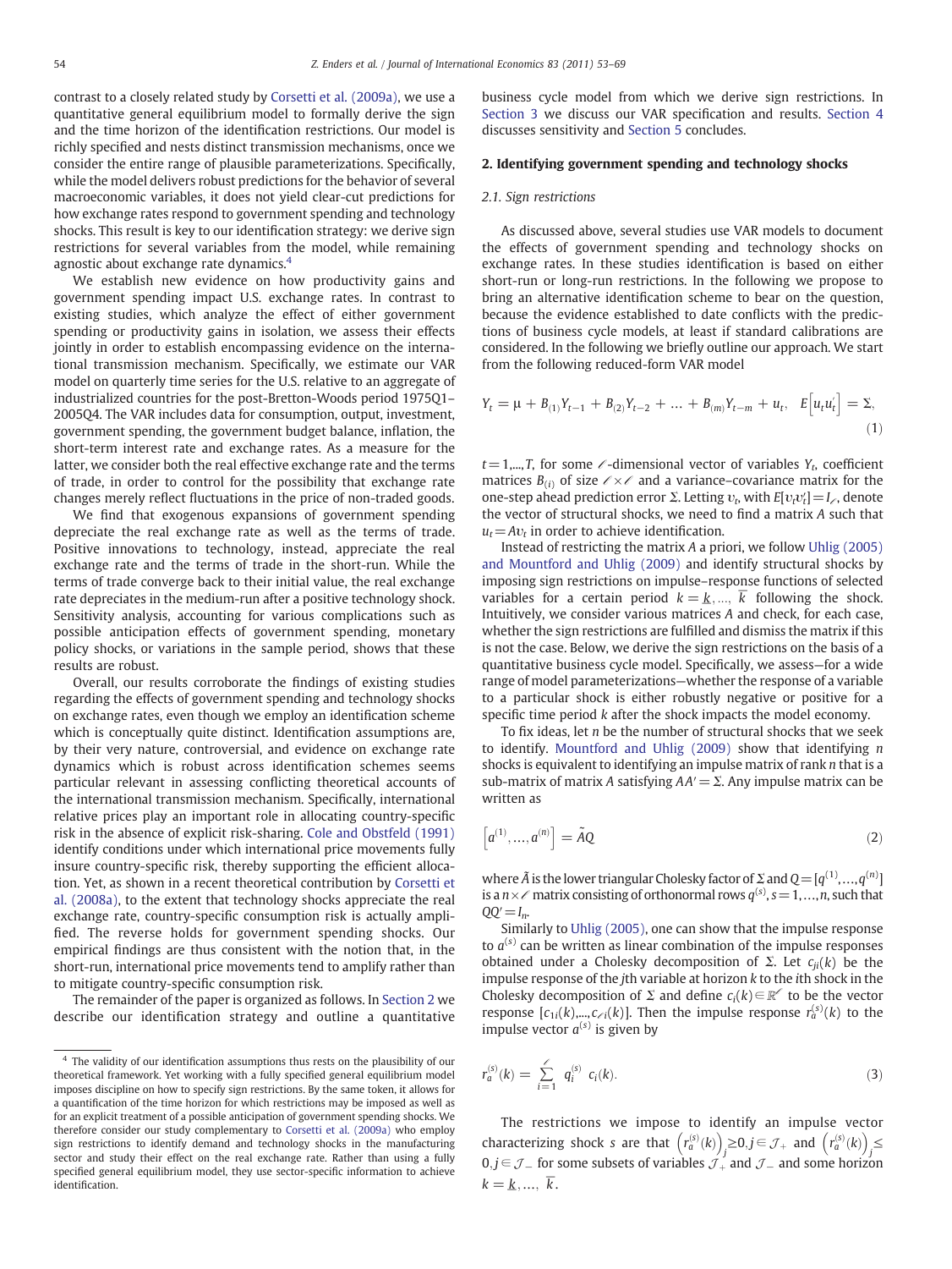contrast to a closely related study by Corsetti et al. (2009a), we use a quantitative general equilibrium model to formally derive the sign and the time horizon of the identification restrictions. Our model is richly specified and nests distinct transmission mechanisms, once we consider the entire range of plausible parameterizations. Specifically, while the model delivers robust predictions for the behavior of several macroeconomic variables, it does not yield clear-cut predictions for how exchange rates respond to government spending and technology shocks. This result is key to our identification strategy: we derive sign restrictions for several variables from the model, while remaining agnostic about exchange rate dynamics.[4]

We establish new evidence on how productivity gains and government spending impact U.S. exchange rates. In contrast to existing studies, which analyze the effect of either government spending or productivity gains in isolation, we assess their effects jointly in order to establish encompassing evidence on the international transmission mechanism. Specifically, we estimate our VAR model on quarterly time series for the U.S. relative to an aggregate of industrialized countries for the post-Bretton-Woods period 1975Q1–2005Q4. The VAR includes data for consumption, output, investment, government spending, the government budget balance, inflation, the short-term interest rate and exchange rates. As a measure for the latter, we consider both the real effective exchange rate and the terms of trade, in order to control for the possibility that exchange rate changes merely reflect fluctuations in the price of non-traded goods.

We find that exogenous expansions of government spending depreciate the real exchange rate as well as the terms of trade. Positive innovations to technology, instead, appreciate the real exchange rate and the terms of trade in the short-run. While the terms of trade converge back to their initial value, the real exchange rate depreciates in the medium-run after a positive technology shock. Sensitivity analysis, accounting for various complications such as possible anticipation effects of government spending, monetary policy shocks, or variations in the sample period, shows that these results are robust.

Overall, our results corroborate the findings of existing studies regarding the effects of government spending and technology shocks on exchange rates, even though we employ an identification scheme which is conceptually quite distinct. Identification assumptions are, by their very nature, controversial, and evidence on exchange rate dynamics which is robust across identification schemes seems particular relevant in assessing conflicting theoretical accounts of the international transmission mechanism. Specifically, international relative prices play an important role in allocating country-specific risk in the absence of explicit risk-sharing. Cole and Obstfeld (1991) identify conditions under which international price movements fully insure country-specific risk, thereby supporting the efficient allocation. Yet, as shown in a recent theoretical contribution by Corsetti et al. (2008a), to the extent that technology shocks appreciate the real exchange rate, country-specific consumption risk is actually amplified. The reverse holds for government spending shocks. Our empirical findings are thus consistent with the notion that, in the short-run, international price movements tend to amplify rather than to mitigate country-specific consumption risk.

The remainder of the paper is organized as follows. In Section 2 we describe our identification strategy and outline a quantitative business cycle model from which we derive sign restrictions. In Section 3 we discuss our VAR specification and results. Section 4 discusses sensitivity and Section 5 concludes.

## 2. Identifying government spending and technology shocks

### 2.1. Sign restrictions

As discussed above, several studies use VAR models to document the effects of government spending and technology shocks on exchange rates. In these studies identification is based on either short-run or long-run restrictions. In the following we propose to bring an alternative identification scheme to bear on the question, because the evidence established to date conflicts with the predictions of business cycle models, at least if standard calibrations are considered. In the following we briefly outline our approach. We start from the following reduced-form VAR model

$$Y_t = \mu + B_{(1)}Y_{t-1} + B_{(2)}Y_{t-2} + \ldots + B_{(m)}Y_{t-m} + u_t, \quad E\left[u_t u_t'\right] = \Sigma, \tag{1}$$

$t = 1,\ldots,T$, for some $\ell$-dimensional vector of variables $Y_t$, coefficient matrices $B_{(i)}$ of size $\ell \times \ell$ and a variance–covariance matrix for the one-step ahead prediction error $\Sigma$. Letting $v_t$, with $E[v_t v_t'] = I_\ell$, denote the vector of structural shocks, we need to find a matrix $A$ such that $u_t = Av_t$ in order to achieve identification.

Instead of restricting the matrix $A$ a priori, we follow Uhlig (2005) and Mountford and Uhlig (2009) and identify structural shocks by imposing sign restrictions on impulse–response functions of selected variables for a certain period $k = \underline{k},\ldots,\overline{k}$ following the shock. Intuitively, we consider various matrices $A$ and check, for each case, whether the sign restrictions are fulfilled and dismiss the matrix if this is not the case. Below, we derive the sign restrictions on the basis of a quantitative business cycle model. Specifically, we assess—for a wide range of model parameterizations—whether the response of a variable to a particular shock is either robustly negative or positive for a specific time period $k$ after the shock impacts the model economy.

To fix ideas, let $n$ be the number of structural shocks that we seek to identify. Mountford and Uhlig (2009) show that identifying $n$ shocks is equivalent to identifying an impulse matrix of rank $n$ that is a sub-matrix of matrix $A$ satisfying $AA' = \Sigma$. Any impulse matrix can be written as

$$\left[a^{(1)},\ldots,a^{(n)}\right] = \tilde{A}Q \tag{2}$$

where $\tilde{A}$ is the lower triangular Cholesky factor of $\Sigma$ and $Q = [q^{(1)},\ldots,q^{(n)}]$ is a $n \times \ell$ matrix consisting of orthonormal rows $q^{(s)}$, $s = 1,\ldots,n$, such that $QQ' = I_n$.

Similarly to Uhlig (2005), one can show that the impulse response to $a^{(s)}$ can be written as linear combination of the impulse responses obtained under a Cholesky decomposition of $\Sigma$. Let $c_{ji}(k)$ be the impulse response of the $j$th variable at horizon $k$ to the $i$th shock in the Cholesky decomposition of $\Sigma$ and define $c_i(k) \in \mathbb{R}^\ell$ to be the vector response $[c_{1i}(k),\ldots,c_{\ell i}(k)]$. Then the impulse response $r_a^{(s)}(k)$ to the impulse vector $a^{(s)}$ is given by

$$r_a^{(s)}(k) = \sum_{i=1}^{\ell} q_i^{(s)} \; c_i(k). \tag{3}$$

The restrictions we impose to identify an impulse vector characterizing shock $s$ are that $\left(r_a^{(s)}(k)\right)_j \geq 0, j \in \mathcal{J}_+$ and $\left(r_a^{(s)}(k)\right)_j \leq 0, j \in \mathcal{J}_-$ for some subsets of variables $\mathcal{J}_+$ and $\mathcal{J}_-$ and some horizon $k = \underline{k},\ldots,\overline{k}$.

---

[4] The validity of our identification assumptions thus rests on the plausibility of our theoretical framework. Yet working with a fully specified general equilibrium model imposes discipline on how to specify sign restrictions. By the same token, it allows for a quantification of the time horizon for which restrictions may be imposed as well as for an explicit treatment of a possible anticipation of government spending shocks. We therefore consider our study complementary to Corsetti et al. (2009a) who employ sign restrictions to identify demand and technology shocks in the manufacturing sector and study their effect on the real exchange rate. Rather than using a fully specified general equilibrium model, they use sector-specific information to achieve identification.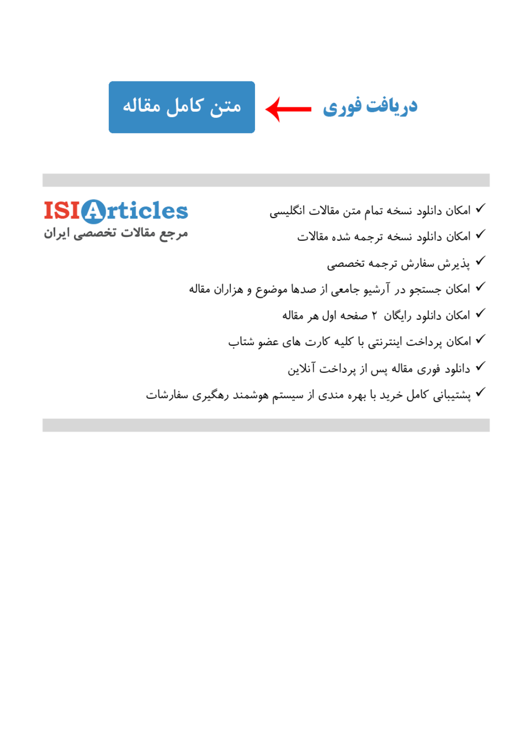دریافت فوری ← متن کامل مقاله

**ISIArticles**
مرجع مقالات تخصصی ایران

- ✓ امکان دانلود نسخه تمام متن مقالات انگلیسی
- ✓ امکان دانلود نسخه ترجمه شده مقالات
- ✓ پذیرش سفارش ترجمه تخصصی
- ✓ امکان جستجو در آرشیو جامعی از صدها موضوع و هزاران مقاله
- ✓ امکان دانلود رایگان ۲ صفحه اول هر مقاله
- ✓ امکان پرداخت اینترنتی با کلیه کارت های عضو شتاب
- ✓ دانلود فوری مقاله پس از پرداخت آنلاین
- ✓ پشتیبانی کامل خرید با بهره مندی از سیستم هوشمند رهگیری سفارشات